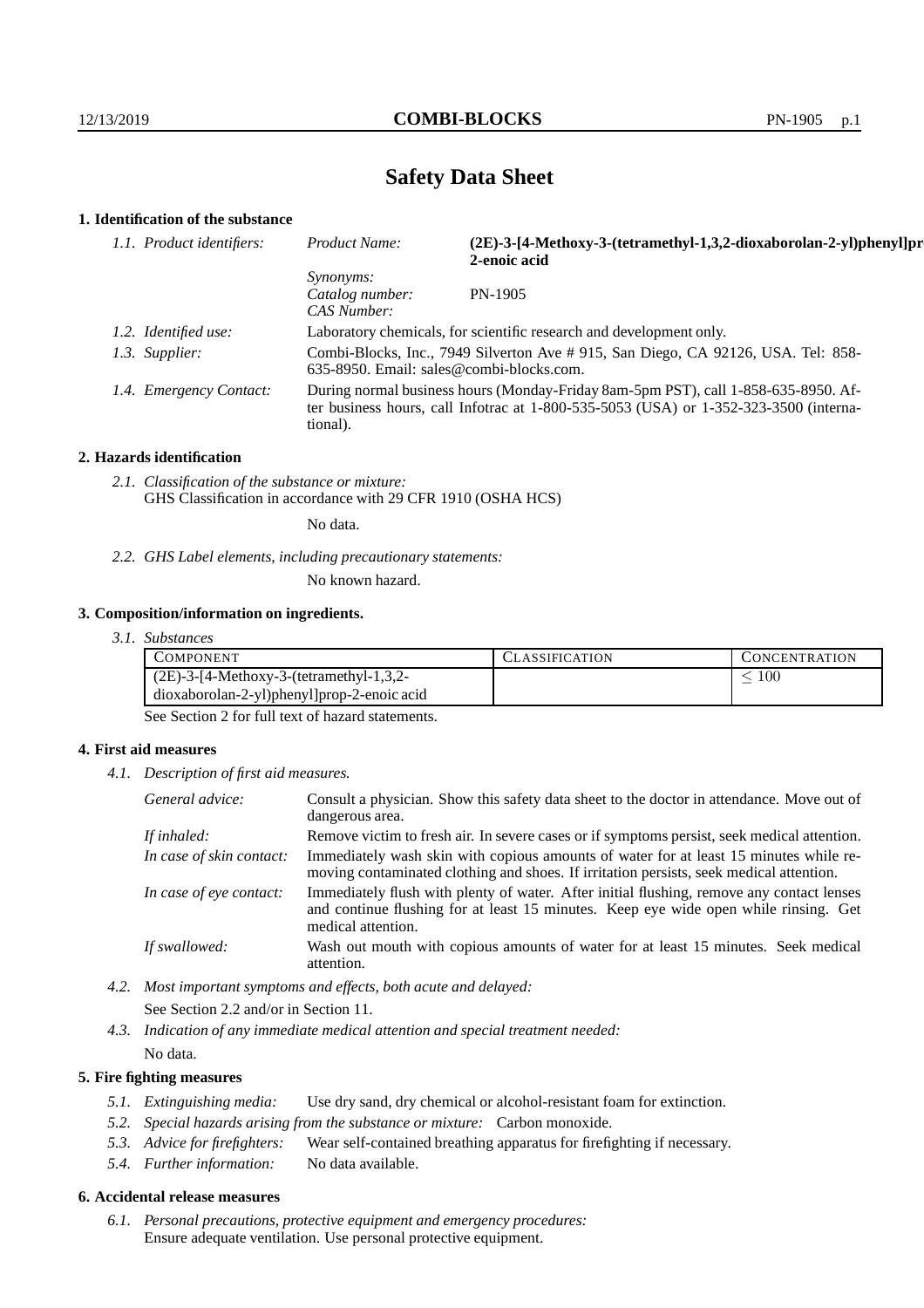# Safety Data Sheet

## 1. Identification of the substance

*1.1. Product identifiers:*

| | |
|---|---|
| *Product Name:* | **(2E)-3-[4-Methoxy-3-(tetramethyl-1,3,2-dioxaborolan-2-yl)phenyl]prop-2-enoic acid** |
| *Synonyms:* | |
| *Catalog number:* | PN-1905 |
| *CAS Number:* | |

*1.2. Identified use:* Laboratory chemicals, for scientific research and development only.

*1.3. Supplier:* Combi-Blocks, Inc., 7949 Silverton Ave # 915, San Diego, CA 92126, USA. Tel: 858-635-8950. Email: sales@combi-blocks.com.

*1.4. Emergency Contact:* During normal business hours (Monday-Friday 8am-5pm PST), call 1-858-635-8950. After business hours, call Infotrac at 1-800-535-5053 (USA) or 1-352-323-3500 (international).

## 2. Hazards identification

*2.1. Classification of the substance or mixture:*
GHS Classification in accordance with 29 CFR 1910 (OSHA HCS)

No data.

*2.2. GHS Label elements, including precautionary statements:*

No known hazard.

## 3. Composition/information on ingredients.

*3.1. Substances*

| COMPONENT | CLASSIFICATION | CONCENTRATION |
|---|---|---|
| (2E)-3-[4-Methoxy-3-(tetramethyl-1,3,2-dioxaborolan-2-yl)phenyl]prop-2-enoic acid | | $\leq 100$ |

See Section 2 for full text of hazard statements.

## 4. First aid measures

*4.1. Description of first aid measures.*

*General advice:* Consult a physician. Show this safety data sheet to the doctor in attendance. Move out of dangerous area.

*If inhaled:* Remove victim to fresh air. In severe cases or if symptoms persist, seek medical attention.

*In case of skin contact:* Immediately wash skin with copious amounts of water for at least 15 minutes while removing contaminated clothing and shoes. If irritation persists, seek medical attention.

*In case of eye contact:* Immediately flush with plenty of water. After initial flushing, remove any contact lenses and continue flushing for at least 15 minutes. Keep eye wide open while rinsing. Get medical attention.

*If swallowed:* Wash out mouth with copious amounts of water for at least 15 minutes. Seek medical attention.

*4.2. Most important symptoms and effects, both acute and delayed:*

See Section 2.2 and/or in Section 11.

*4.3. Indication of any immediate medical attention and special treatment needed:*

No data.

## 5. Fire fighting measures

*5.1. Extinguishing media:* Use dry sand, dry chemical or alcohol-resistant foam for extinction.

*5.2. Special hazards arising from the substance or mixture:* Carbon monoxide.

*5.3. Advice for firefighters:* Wear self-contained breathing apparatus for firefighting if necessary.

*5.4. Further information:* No data available.

## 6. Accidental release measures

*6.1. Personal precautions, protective equipment and emergency procedures:*
Ensure adequate ventilation. Use personal protective equipment.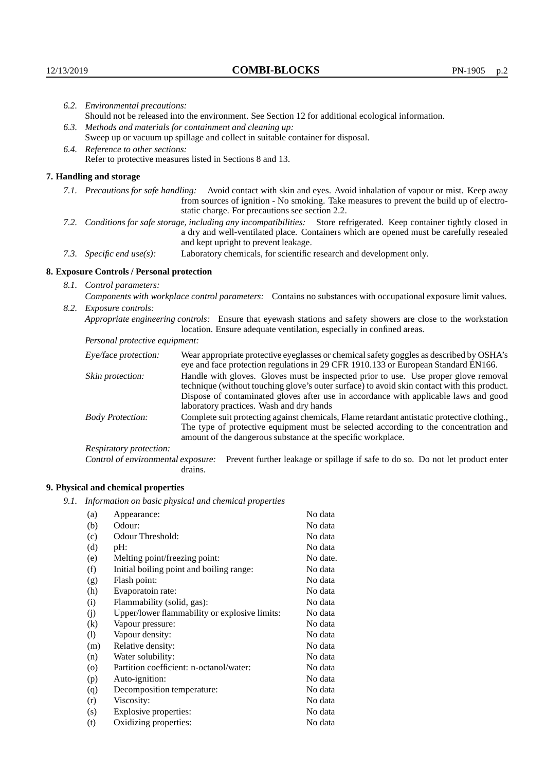*6.2. Environmental precautions:*
Should not be released into the environment. See Section 12 for additional ecological information.

*6.3. Methods and materials for containment and cleaning up:*
Sweep up or vacuum up spillage and collect in suitable container for disposal.

*6.4. Reference to other sections:*
Refer to protective measures listed in Sections 8 and 13.

## 7. Handling and storage

*7.1. Precautions for safe handling:* Avoid contact with skin and eyes. Avoid inhalation of vapour or mist. Keep away from sources of ignition - No smoking. Take measures to prevent the build up of electrostatic charge. For precautions see section 2.2.

*7.2. Conditions for safe storage, including any incompatibilities:* Store refrigerated. Keep container tightly closed in a dry and well-ventilated place. Containers which are opened must be carefully resealed and kept upright to prevent leakage.

*7.3. Specific end use(s):* Laboratory chemicals, for scientific research and development only.

## 8. Exposure Controls / Personal protection

*8.1. Control parameters:*
*Components with workplace control parameters:* Contains no substances with occupational exposure limit values.

*8.2. Exposure controls:*
*Appropriate engineering controls:* Ensure that eyewash stations and safety showers are close to the workstation location. Ensure adequate ventilation, especially in confined areas.

*Personal protective equipment:*

*Eye/face protection:* Wear appropriate protective eyeglasses or chemical safety goggles as described by OSHA's eye and face protection regulations in 29 CFR 1910.133 or European Standard EN166.

*Skin protection:* Handle with gloves. Gloves must be inspected prior to use. Use proper glove removal technique (without touching glove's outer surface) to avoid skin contact with this product. Dispose of contaminated gloves after use in accordance with applicable laws and good laboratory practices. Wash and dry hands

*Body Protection:* Complete suit protecting against chemicals, Flame retardant antistatic protective clothing., The type of protective equipment must be selected according to the concentration and amount of the dangerous substance at the specific workplace.

*Respiratory protection:*

*Control of environmental exposure:* Prevent further leakage or spillage if safe to do so. Do not let product enter drains.

## 9. Physical and chemical properties

*9.1. Information on basic physical and chemical properties*

| | | |
|---|---|---|
| (a) | Appearance: | No data |
| (b) | Odour: | No data |
| (c) | Odour Threshold: | No data |
| (d) | pH: | No data |
| (e) | Melting point/freezing point: | No date. |
| (f) | Initial boiling point and boiling range: | No data |
| (g) | Flash point: | No data |
| (h) | Evaporatoin rate: | No data |
| (i) | Flammability (solid, gas): | No data |
| (j) | Upper/lower flammability or explosive limits: | No data |
| (k) | Vapour pressure: | No data |
| (l) | Vapour density: | No data |
| (m) | Relative density: | No data |
| (n) | Water solubility: | No data |
| (o) | Partition coefficient: n-octanol/water: | No data |
| (p) | Auto-ignition: | No data |
| (q) | Decomposition temperature: | No data |
| (r) | Viscosity: | No data |
| (s) | Explosive properties: | No data |
| (t) | Oxidizing properties: | No data |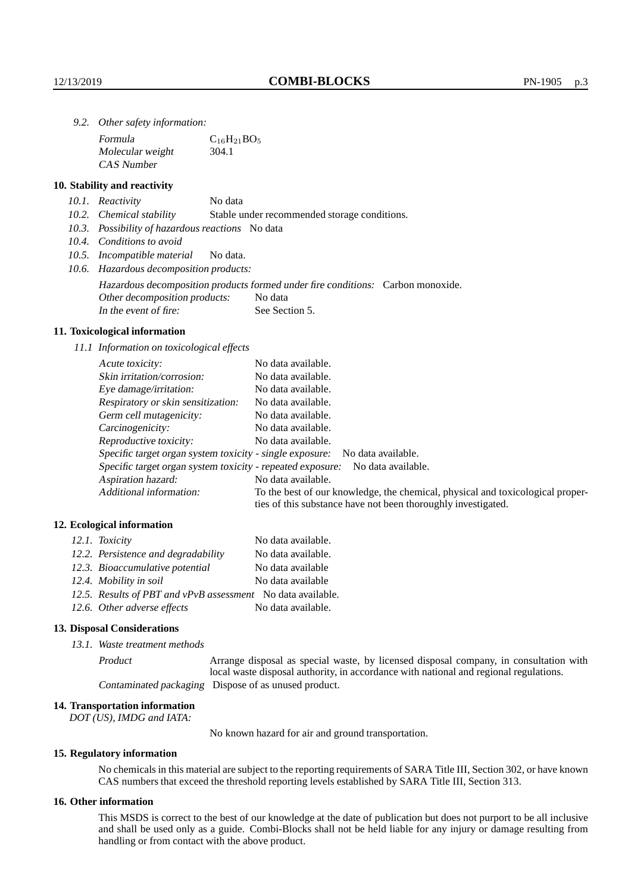*9.2. Other safety information:*

| | |
|---|---|
| *Formula* | $C_{16}H_{21}BO_5$ |
| *Molecular weight* | 304.1 |
| *CAS Number* | |

### 10. Stability and reactivity

*10.1. Reactivity* No data

*10.2. Chemical stability* Stable under recommended storage conditions.

*10.3. Possibility of hazardous reactions* No data

*10.4. Conditions to avoid*

*10.5. Incompatible material* No data.

*10.6. Hazardous decomposition products:*

*Hazardous decomposition products formed under fire conditions:* Carbon monoxide.

*Other decomposition products:* No data

*In the event of fire:* See Section 5.

### 11. Toxicological information

*11.1 Information on toxicological effects*

| | |
|---|---|
| *Acute toxicity:* | No data available. |
| *Skin irritation/corrosion:* | No data available. |
| *Eye damage/irritation:* | No data available. |
| *Respiratory or skin sensitization:* | No data available. |
| *Germ cell mutagenicity:* | No data available. |
| *Carcinogenicity:* | No data available. |
| *Reproductive toxicity:* | No data available. |
| *Specific target organ system toxicity - single exposure:* | No data available. |
| *Specific target organ system toxicity - repeated exposure:* | No data available. |
| *Aspiration hazard:* | No data available. |
| *Additional information:* | To the best of our knowledge, the chemical, physical and toxicological properties of this substance have not been thoroughly investigated. |

### 12. Ecological information

| | |
|---|---|
| *12.1. Toxicity* | No data available. |
| *12.2. Persistence and degradability* | No data available. |
| *12.3. Bioaccumulative potential* | No data available |
| *12.4. Mobility in soil* | No data available |
| *12.5. Results of PBT and vPvB assessment* | No data available. |
| *12.6. Other adverse effects* | No data available. |

### 13. Disposal Considerations

*13.1. Waste treatment methods*

*Product* Arrange disposal as special waste, by licensed disposal company, in consultation with local waste disposal authority, in accordance with national and regional regulations.

*Contaminated packaging* Dispose of as unused product.

### 14. Transportation information

*DOT (US), IMDG and IATA:*

No known hazard for air and ground transportation.

### 15. Regulatory information

No chemicals in this material are subject to the reporting requirements of SARA Title III, Section 302, or have known CAS numbers that exceed the threshold reporting levels established by SARA Title III, Section 313.

### 16. Other information

This MSDS is correct to the best of our knowledge at the date of publication but does not purport to be all inclusive and shall be used only as a guide. Combi-Blocks shall not be held liable for any injury or damage resulting from handling or from contact with the above product.